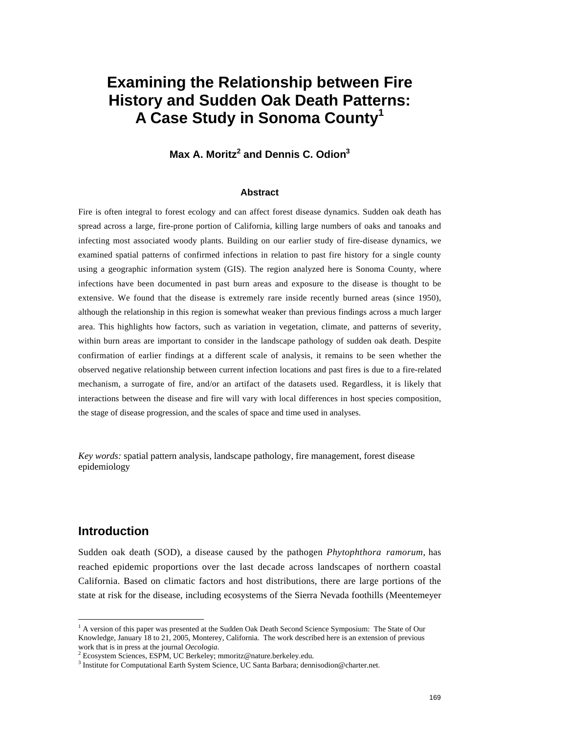# Examining the Relationship between Fire History and Sudden Oak Death Patterns: A Case Study in Sonoma County[1]

**Max A. Moritz[2] and Dennis C. Odion[3]**

### Abstract

Fire is often integral to forest ecology and can affect forest disease dynamics. Sudden oak death has spread across a large, fire-prone portion of California, killing large numbers of oaks and tanoaks and infecting most associated woody plants. Building on our earlier study of fire-disease dynamics, we examined spatial patterns of confirmed infections in relation to past fire history for a single county using a geographic information system (GIS). The region analyzed here is Sonoma County, where infections have been documented in past burn areas and exposure to the disease is thought to be extensive. We found that the disease is extremely rare inside recently burned areas (since 1950), although the relationship in this region is somewhat weaker than previous findings across a much larger area. This highlights how factors, such as variation in vegetation, climate, and patterns of severity, within burn areas are important to consider in the landscape pathology of sudden oak death. Despite confirmation of earlier findings at a different scale of analysis, it remains to be seen whether the observed negative relationship between current infection locations and past fires is due to a fire-related mechanism, a surrogate of fire, and/or an artifact of the datasets used. Regardless, it is likely that interactions between the disease and fire will vary with local differences in host species composition, the stage of disease progression, and the scales of space and time used in analyses.

*Key words:* spatial pattern analysis, landscape pathology, fire management, forest disease epidemiology

## Introduction

Sudden oak death (SOD), a disease caused by the pathogen *Phytophthora ramorum*, has reached epidemic proportions over the last decade across landscapes of northern coastal California. Based on climatic factors and host distributions, there are large portions of the state at risk for the disease, including ecosystems of the Sierra Nevada foothills (Meentemeyer

---

[1] A version of this paper was presented at the Sudden Oak Death Second Science Symposium: The State of Our Knowledge, January 18 to 21, 2005, Monterey, California. The work described here is an extension of previous work that is in press at the journal *Oecologia*.

[2] Ecosystem Sciences, ESPM, UC Berkeley; mmoritz@nature.berkeley.edu.

[3] Institute for Computational Earth System Science, UC Santa Barbara; dennisodion@charter.net.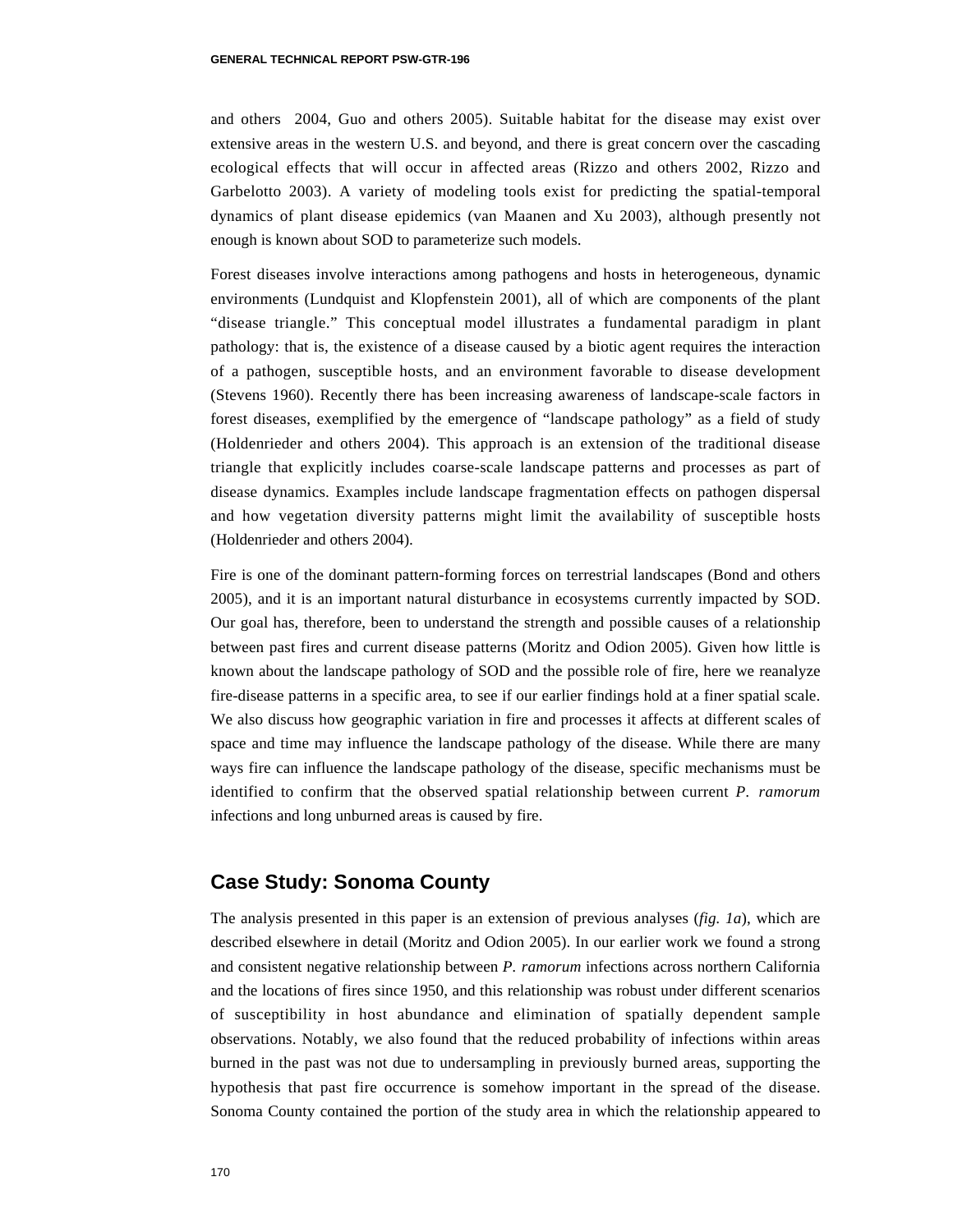and others 2004, Guo and others 2005). Suitable habitat for the disease may exist over extensive areas in the western U.S. and beyond, and there is great concern over the cascading ecological effects that will occur in affected areas (Rizzo and others 2002, Rizzo and Garbelotto 2003). A variety of modeling tools exist for predicting the spatial-temporal dynamics of plant disease epidemics (van Maanen and Xu 2003), although presently not enough is known about SOD to parameterize such models.

Forest diseases involve interactions among pathogens and hosts in heterogeneous, dynamic environments (Lundquist and Klopfenstein 2001), all of which are components of the plant "disease triangle." This conceptual model illustrates a fundamental paradigm in plant pathology: that is, the existence of a disease caused by a biotic agent requires the interaction of a pathogen, susceptible hosts, and an environment favorable to disease development (Stevens 1960). Recently there has been increasing awareness of landscape-scale factors in forest diseases, exemplified by the emergence of "landscape pathology" as a field of study (Holdenrieder and others 2004). This approach is an extension of the traditional disease triangle that explicitly includes coarse-scale landscape patterns and processes as part of disease dynamics. Examples include landscape fragmentation effects on pathogen dispersal and how vegetation diversity patterns might limit the availability of susceptible hosts (Holdenrieder and others 2004).

Fire is one of the dominant pattern-forming forces on terrestrial landscapes (Bond and others 2005), and it is an important natural disturbance in ecosystems currently impacted by SOD. Our goal has, therefore, been to understand the strength and possible causes of a relationship between past fires and current disease patterns (Moritz and Odion 2005). Given how little is known about the landscape pathology of SOD and the possible role of fire, here we reanalyze fire-disease patterns in a specific area, to see if our earlier findings hold at a finer spatial scale. We also discuss how geographic variation in fire and processes it affects at different scales of space and time may influence the landscape pathology of the disease. While there are many ways fire can influence the landscape pathology of the disease, specific mechanisms must be identified to confirm that the observed spatial relationship between current *P. ramorum* infections and long unburned areas is caused by fire.

## Case Study: Sonoma County

The analysis presented in this paper is an extension of previous analyses (*fig. 1a*), which are described elsewhere in detail (Moritz and Odion 2005). In our earlier work we found a strong and consistent negative relationship between *P. ramorum* infections across northern California and the locations of fires since 1950, and this relationship was robust under different scenarios of susceptibility in host abundance and elimination of spatially dependent sample observations. Notably, we also found that the reduced probability of infections within areas burned in the past was not due to undersampling in previously burned areas, supporting the hypothesis that past fire occurrence is somehow important in the spread of the disease. Sonoma County contained the portion of the study area in which the relationship appeared to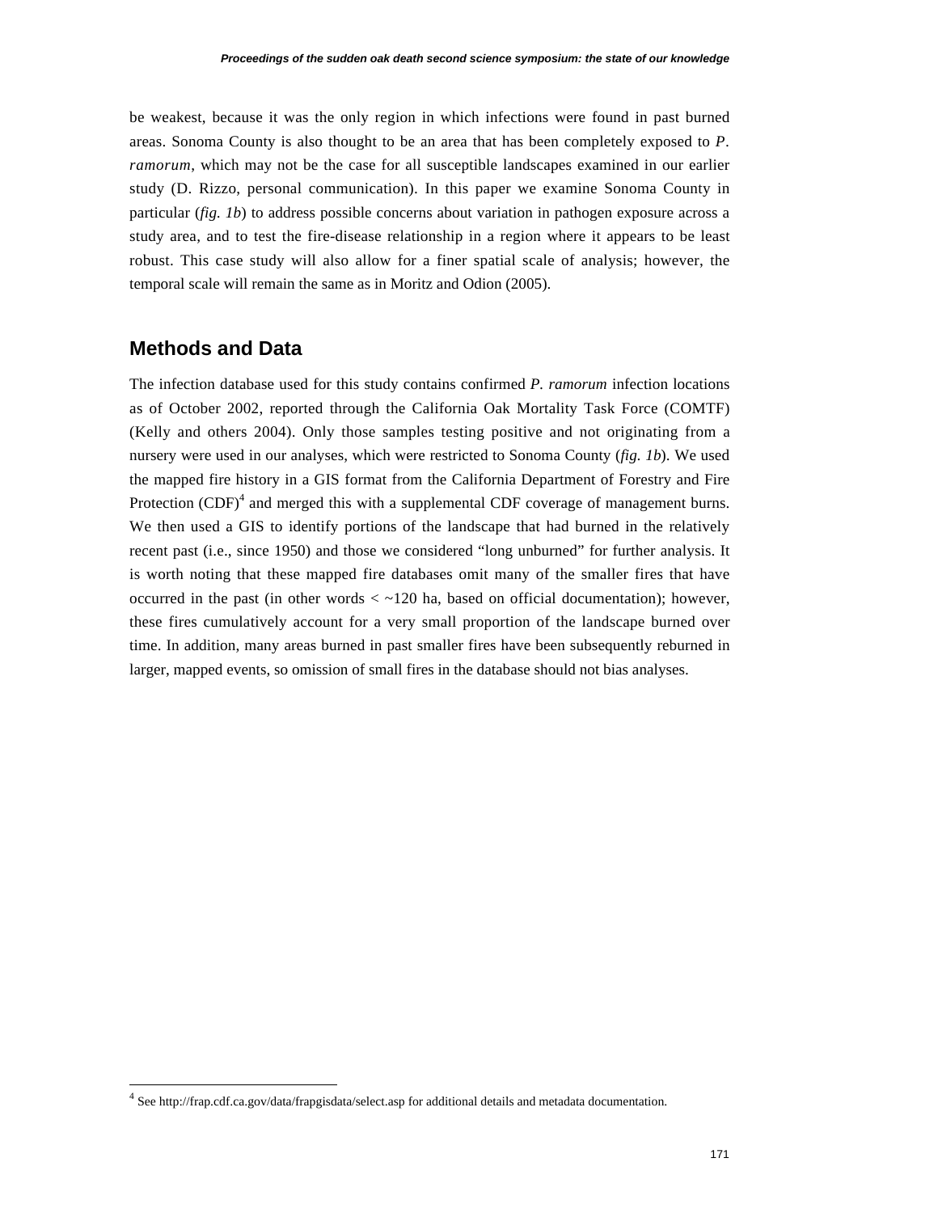be weakest, because it was the only region in which infections were found in past burned areas. Sonoma County is also thought to be an area that has been completely exposed to *P. ramorum*, which may not be the case for all susceptible landscapes examined in our earlier study (D. Rizzo, personal communication). In this paper we examine Sonoma County in particular (*fig. 1b*) to address possible concerns about variation in pathogen exposure across a study area, and to test the fire-disease relationship in a region where it appears to be least robust. This case study will also allow for a finer spatial scale of analysis; however, the temporal scale will remain the same as in Moritz and Odion (2005).

## Methods and Data

The infection database used for this study contains confirmed *P. ramorum* infection locations as of October 2002, reported through the California Oak Mortality Task Force (COMTF) (Kelly and others 2004). Only those samples testing positive and not originating from a nursery were used in our analyses, which were restricted to Sonoma County (*fig. 1b*). We used the mapped fire history in a GIS format from the California Department of Forestry and Fire Protection (CDF)[4] and merged this with a supplemental CDF coverage of management burns. We then used a GIS to identify portions of the landscape that had burned in the relatively recent past (i.e., since 1950) and those we considered "long unburned" for further analysis. It is worth noting that these mapped fire databases omit many of the smaller fires that have occurred in the past (in other words < ~120 ha, based on official documentation); however, these fires cumulatively account for a very small proportion of the landscape burned over time. In addition, many areas burned in past smaller fires have been subsequently reburned in larger, mapped events, so omission of small fires in the database should not bias analyses.

[4] See http://frap.cdf.ca.gov/data/frapgisdata/select.asp for additional details and metadata documentation.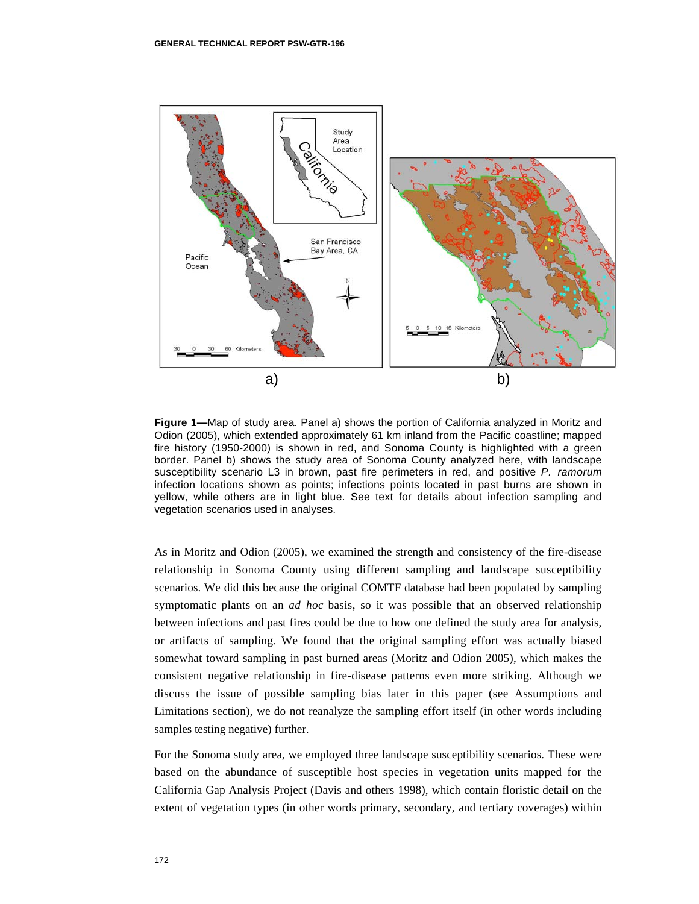**Figure 1—**Map of study area. Panel a) shows the portion of California analyzed in Moritz and Odion (2005), which extended approximately 61 km inland from the Pacific coastline; mapped fire history (1950-2000) is shown in red, and Sonoma County is highlighted with a green border. Panel b) shows the study area of Sonoma County analyzed here, with landscape susceptibility scenario L3 in brown, past fire perimeters in red, and positive *P. ramorum* infection locations shown as points; infections points located in past burns are shown in yellow, while others are in light blue. See text for details about infection sampling and vegetation scenarios used in analyses.

As in Moritz and Odion (2005), we examined the strength and consistency of the fire-disease relationship in Sonoma County using different sampling and landscape susceptibility scenarios. We did this because the original COMTF database had been populated by sampling symptomatic plants on an *ad hoc* basis, so it was possible that an observed relationship between infections and past fires could be due to how one defined the study area for analysis, or artifacts of sampling. We found that the original sampling effort was actually biased somewhat toward sampling in past burned areas (Moritz and Odion 2005), which makes the consistent negative relationship in fire-disease patterns even more striking. Although we discuss the issue of possible sampling bias later in this paper (see Assumptions and Limitations section), we do not reanalyze the sampling effort itself (in other words including samples testing negative) further.

For the Sonoma study area, we employed three landscape susceptibility scenarios. These were based on the abundance of susceptible host species in vegetation units mapped for the California Gap Analysis Project (Davis and others 1998), which contain floristic detail on the extent of vegetation types (in other words primary, secondary, and tertiary coverages) within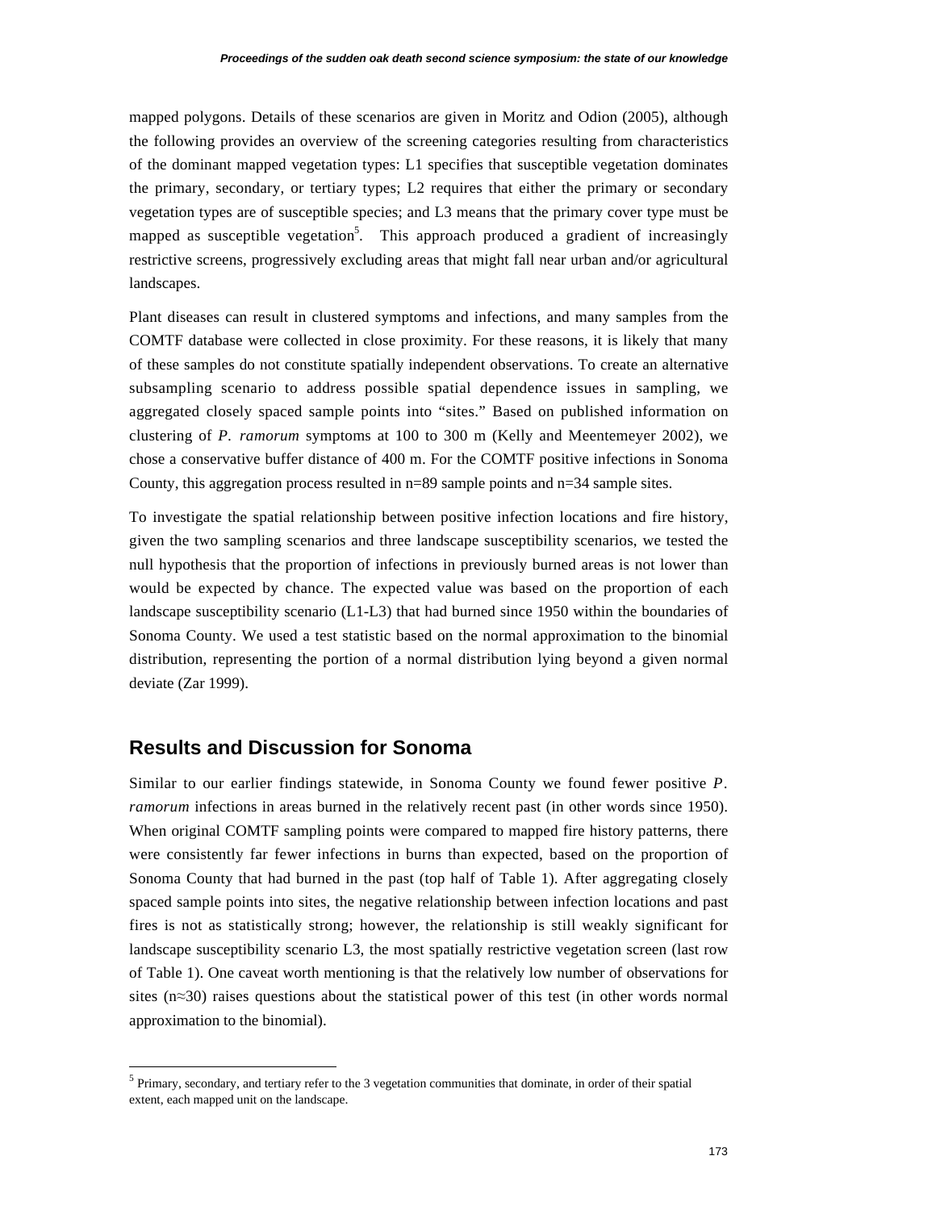mapped polygons. Details of these scenarios are given in Moritz and Odion (2005), although the following provides an overview of the screening categories resulting from characteristics of the dominant mapped vegetation types: L1 specifies that susceptible vegetation dominates the primary, secondary, or tertiary types; L2 requires that either the primary or secondary vegetation types are of susceptible species; and L3 means that the primary cover type must be mapped as susceptible vegetation[5]. This approach produced a gradient of increasingly restrictive screens, progressively excluding areas that might fall near urban and/or agricultural landscapes.

Plant diseases can result in clustered symptoms and infections, and many samples from the COMTF database were collected in close proximity. For these reasons, it is likely that many of these samples do not constitute spatially independent observations. To create an alternative subsampling scenario to address possible spatial dependence issues in sampling, we aggregated closely spaced sample points into "sites." Based on published information on clustering of *P. ramorum* symptoms at 100 to 300 m (Kelly and Meentemeyer 2002), we chose a conservative buffer distance of 400 m. For the COMTF positive infections in Sonoma County, this aggregation process resulted in n=89 sample points and n=34 sample sites.

To investigate the spatial relationship between positive infection locations and fire history, given the two sampling scenarios and three landscape susceptibility scenarios, we tested the null hypothesis that the proportion of infections in previously burned areas is not lower than would be expected by chance. The expected value was based on the proportion of each landscape susceptibility scenario (L1-L3) that had burned since 1950 within the boundaries of Sonoma County. We used a test statistic based on the normal approximation to the binomial distribution, representing the portion of a normal distribution lying beyond a given normal deviate (Zar 1999).

## Results and Discussion for Sonoma

Similar to our earlier findings statewide, in Sonoma County we found fewer positive *P. ramorum* infections in areas burned in the relatively recent past (in other words since 1950). When original COMTF sampling points were compared to mapped fire history patterns, there were consistently far fewer infections in burns than expected, based on the proportion of Sonoma County that had burned in the past (top half of Table 1). After aggregating closely spaced sample points into sites, the negative relationship between infection locations and past fires is not as statistically strong; however, the relationship is still weakly significant for landscape susceptibility scenario L3, the most spatially restrictive vegetation screen (last row of Table 1). One caveat worth mentioning is that the relatively low number of observations for sites (n≈30) raises questions about the statistical power of this test (in other words normal approximation to the binomial).

[5] Primary, secondary, and tertiary refer to the 3 vegetation communities that dominate, in order of their spatial extent, each mapped unit on the landscape.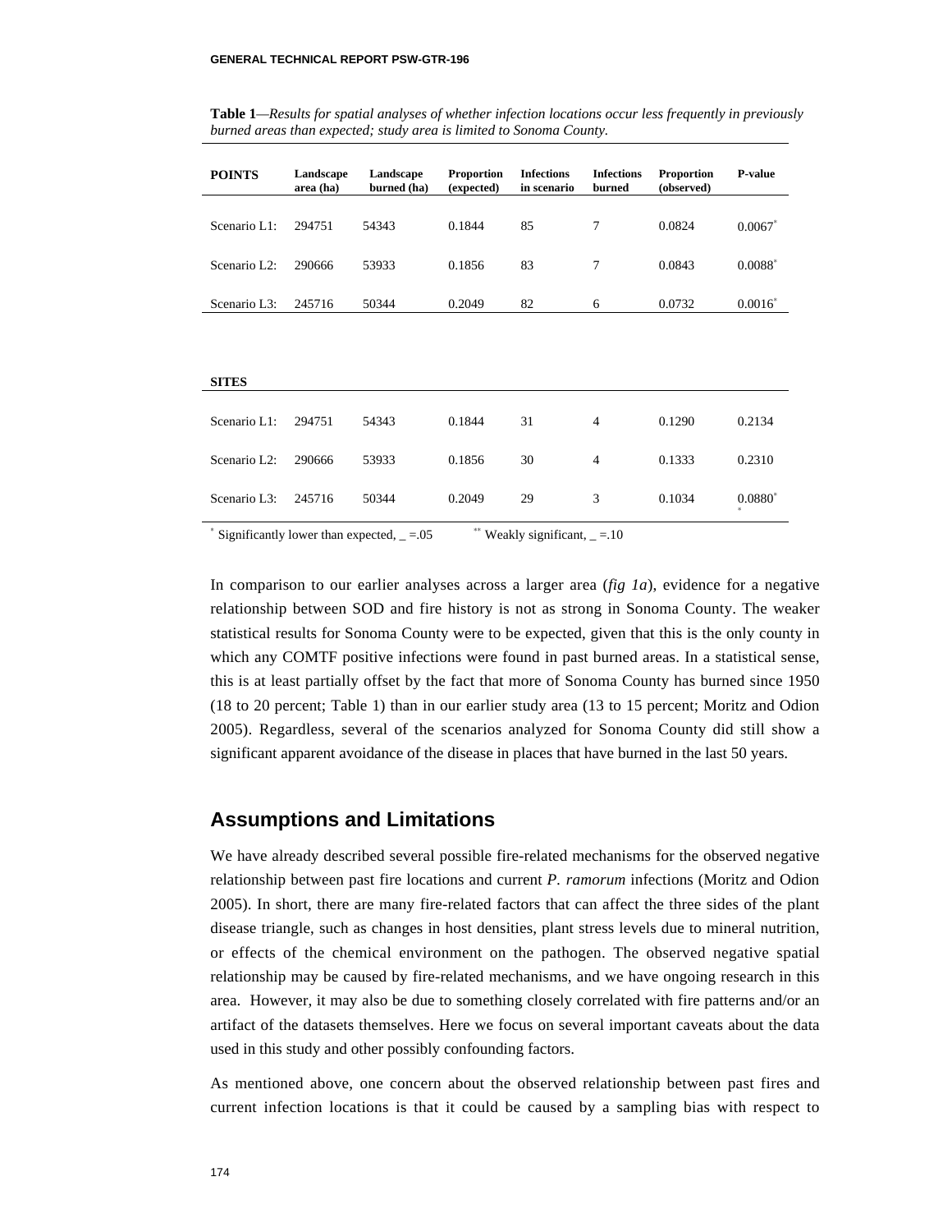**Table 1**—*Results for spatial analyses of whether infection locations occur less frequently in previously burned areas than expected; study area is limited to Sonoma County.*

| POINTS | Landscape area (ha) | Landscape burned (ha) | Proportion (expected) | Infections in scenario | Infections burned | Proportion (observed) | P-value |
|---|---|---|---|---|---|---|---|
| Scenario L1: | 294751 | 54343 | 0.1844 | 85 | 7 | 0.0824 | 0.0067* |
| Scenario L2: | 290666 | 53933 | 0.1856 | 83 | 7 | 0.0843 | 0.0088* |
| Scenario L3: | 245716 | 50344 | 0.2049 | 82 | 6 | 0.0732 | 0.0016* |
| **SITES** | | | | | | | |
| Scenario L1: | 294751 | 54343 | 0.1844 | 31 | 4 | 0.1290 | 0.2134 |
| Scenario L2: | 290666 | 53933 | 0.1856 | 30 | 4 | 0.1333 | 0.2310 |
| Scenario L3: | 245716 | 50344 | 0.2049 | 29 | 3 | 0.1034 | 0.0880** |

\* Significantly lower than expected, _ =.05 &nbsp;&nbsp;&nbsp;&nbsp; ** Weakly significant, _ =.10

In comparison to our earlier analyses across a larger area (*fig 1a*), evidence for a negative relationship between SOD and fire history is not as strong in Sonoma County. The weaker statistical results for Sonoma County were to be expected, given that this is the only county in which any COMTF positive infections were found in past burned areas. In a statistical sense, this is at least partially offset by the fact that more of Sonoma County has burned since 1950 (18 to 20 percent; Table 1) than in our earlier study area (13 to 15 percent; Moritz and Odion 2005). Regardless, several of the scenarios analyzed for Sonoma County did still show a significant apparent avoidance of the disease in places that have burned in the last 50 years.

## Assumptions and Limitations

We have already described several possible fire-related mechanisms for the observed negative relationship between past fire locations and current *P. ramorum* infections (Moritz and Odion 2005). In short, there are many fire-related factors that can affect the three sides of the plant disease triangle, such as changes in host densities, plant stress levels due to mineral nutrition, or effects of the chemical environment on the pathogen. The observed negative spatial relationship may be caused by fire-related mechanisms, and we have ongoing research in this area. However, it may also be due to something closely correlated with fire patterns and/or an artifact of the datasets themselves. Here we focus on several important caveats about the data used in this study and other possibly confounding factors.

As mentioned above, one concern about the observed relationship between past fires and current infection locations is that it could be caused by a sampling bias with respect to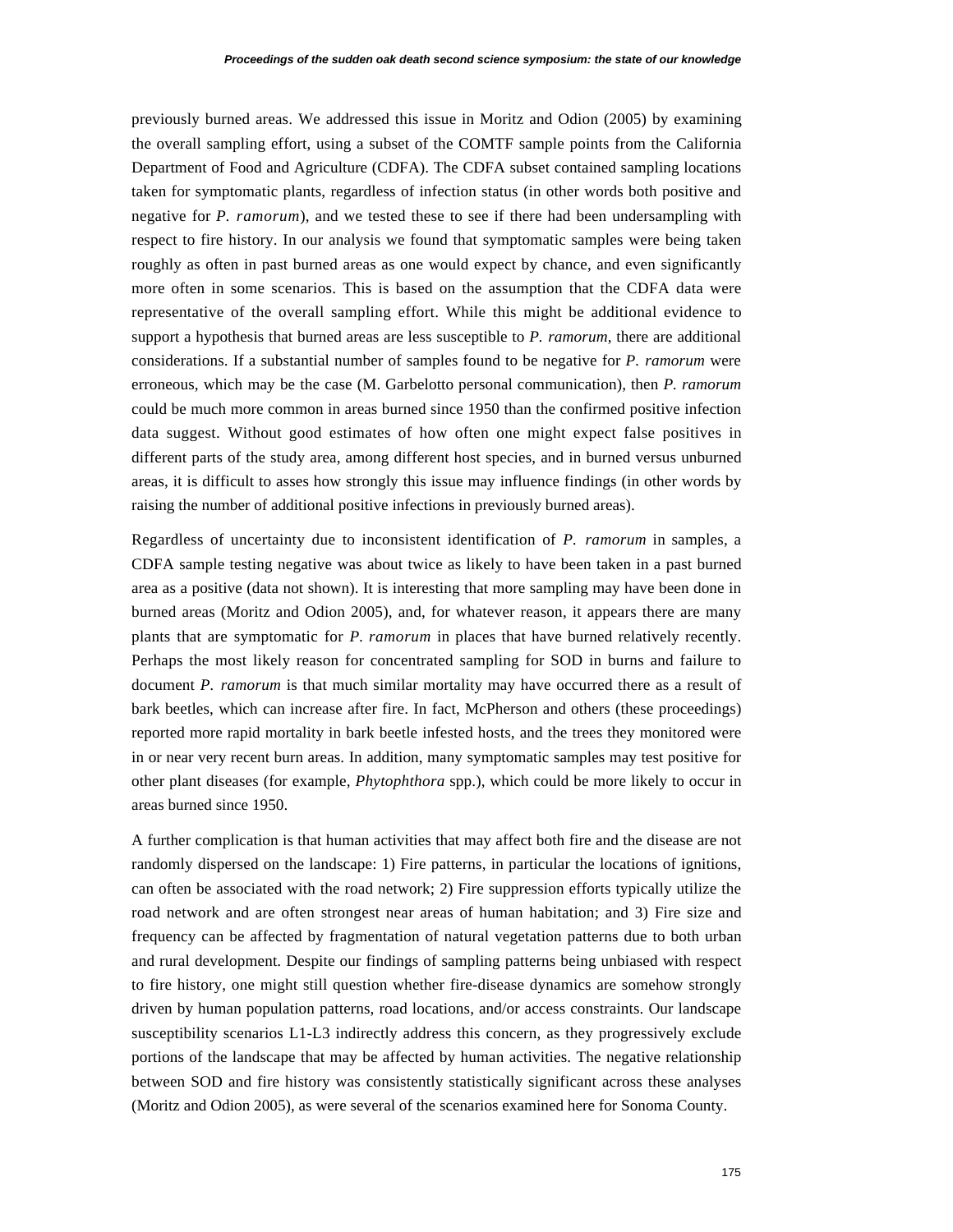previously burned areas. We addressed this issue in Moritz and Odion (2005) by examining the overall sampling effort, using a subset of the COMTF sample points from the California Department of Food and Agriculture (CDFA). The CDFA subset contained sampling locations taken for symptomatic plants, regardless of infection status (in other words both positive and negative for *P. ramorum*), and we tested these to see if there had been undersampling with respect to fire history. In our analysis we found that symptomatic samples were being taken roughly as often in past burned areas as one would expect by chance, and even significantly more often in some scenarios. This is based on the assumption that the CDFA data were representative of the overall sampling effort. While this might be additional evidence to support a hypothesis that burned areas are less susceptible to *P. ramorum*, there are additional considerations. If a substantial number of samples found to be negative for *P. ramorum* were erroneous, which may be the case (M. Garbelotto personal communication), then *P. ramorum* could be much more common in areas burned since 1950 than the confirmed positive infection data suggest. Without good estimates of how often one might expect false positives in different parts of the study area, among different host species, and in burned versus unburned areas, it is difficult to asses how strongly this issue may influence findings (in other words by raising the number of additional positive infections in previously burned areas).

Regardless of uncertainty due to inconsistent identification of *P. ramorum* in samples, a CDFA sample testing negative was about twice as likely to have been taken in a past burned area as a positive (data not shown). It is interesting that more sampling may have been done in burned areas (Moritz and Odion 2005), and, for whatever reason, it appears there are many plants that are symptomatic for *P. ramorum* in places that have burned relatively recently. Perhaps the most likely reason for concentrated sampling for SOD in burns and failure to document *P. ramorum* is that much similar mortality may have occurred there as a result of bark beetles, which can increase after fire. In fact, McPherson and others (these proceedings) reported more rapid mortality in bark beetle infested hosts, and the trees they monitored were in or near very recent burn areas. In addition, many symptomatic samples may test positive for other plant diseases (for example, *Phytophthora* spp.), which could be more likely to occur in areas burned since 1950.

A further complication is that human activities that may affect both fire and the disease are not randomly dispersed on the landscape: 1) Fire patterns, in particular the locations of ignitions, can often be associated with the road network; 2) Fire suppression efforts typically utilize the road network and are often strongest near areas of human habitation; and 3) Fire size and frequency can be affected by fragmentation of natural vegetation patterns due to both urban and rural development. Despite our findings of sampling patterns being unbiased with respect to fire history, one might still question whether fire-disease dynamics are somehow strongly driven by human population patterns, road locations, and/or access constraints. Our landscape susceptibility scenarios L1-L3 indirectly address this concern, as they progressively exclude portions of the landscape that may be affected by human activities. The negative relationship between SOD and fire history was consistently statistically significant across these analyses (Moritz and Odion 2005), as were several of the scenarios examined here for Sonoma County.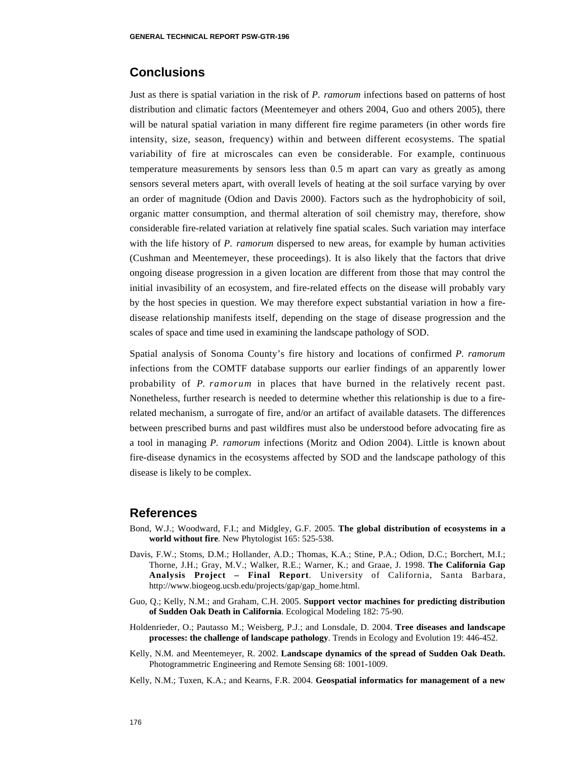## Conclusions

Just as there is spatial variation in the risk of *P. ramorum* infections based on patterns of host distribution and climatic factors (Meentemeyer and others 2004, Guo and others 2005), there will be natural spatial variation in many different fire regime parameters (in other words fire intensity, size, season, frequency) within and between different ecosystems. The spatial variability of fire at microscales can even be considerable. For example, continuous temperature measurements by sensors less than 0.5 m apart can vary as greatly as among sensors several meters apart, with overall levels of heating at the soil surface varying by over an order of magnitude (Odion and Davis 2000). Factors such as the hydrophobicity of soil, organic matter consumption, and thermal alteration of soil chemistry may, therefore, show considerable fire-related variation at relatively fine spatial scales. Such variation may interface with the life history of *P. ramorum* dispersed to new areas, for example by human activities (Cushman and Meentemeyer, these proceedings). It is also likely that the factors that drive ongoing disease progression in a given location are different from those that may control the initial invasibility of an ecosystem, and fire-related effects on the disease will probably vary by the host species in question. We may therefore expect substantial variation in how a fire-disease relationship manifests itself, depending on the stage of disease progression and the scales of space and time used in examining the landscape pathology of SOD.

Spatial analysis of Sonoma County's fire history and locations of confirmed *P. ramorum* infections from the COMTF database supports our earlier findings of an apparently lower probability of *P. ramorum* in places that have burned in the relatively recent past. Nonetheless, further research is needed to determine whether this relationship is due to a fire-related mechanism, a surrogate of fire, and/or an artifact of available datasets. The differences between prescribed burns and past wildfires must also be understood before advocating fire as a tool in managing *P. ramorum* infections (Moritz and Odion 2004). Little is known about fire-disease dynamics in the ecosystems affected by SOD and the landscape pathology of this disease is likely to be complex.

## References

Bond, W.J.; Woodward, F.I.; and Midgley, G.F. 2005. **The global distribution of ecosystems in a world without fire**. New Phytologist 165: 525-538.

Davis, F.W.; Stoms, D.M.; Hollander, A.D.; Thomas, K.A.; Stine, P.A.; Odion, D.C.; Borchert, M.I.; Thorne, J.H.; Gray, M.V.; Walker, R.E.; Warner, K.; and Graae, J. 1998. **The California Gap Analysis Project – Final Report**. University of California, Santa Barbara, http://www.biogeog.ucsb.edu/projects/gap/gap_home.html.

Guo, Q.; Kelly, N.M.; and Graham, C.H. 2005. **Support vector machines for predicting distribution of Sudden Oak Death in California**. Ecological Modeling 182: 75-90.

Holdenrieder, O.; Pautasso M.; Weisberg, P.J.; and Lonsdale, D. 2004. **Tree diseases and landscape processes: the challenge of landscape pathology**. Trends in Ecology and Evolution 19: 446-452.

Kelly, N.M. and Meentemeyer, R. 2002. **Landscape dynamics of the spread of Sudden Oak Death.** Photogrammetric Engineering and Remote Sensing 68: 1001-1009.

Kelly, N.M.; Tuxen, K.A.; and Kearns, F.R. 2004. **Geospatial informatics for management of a new**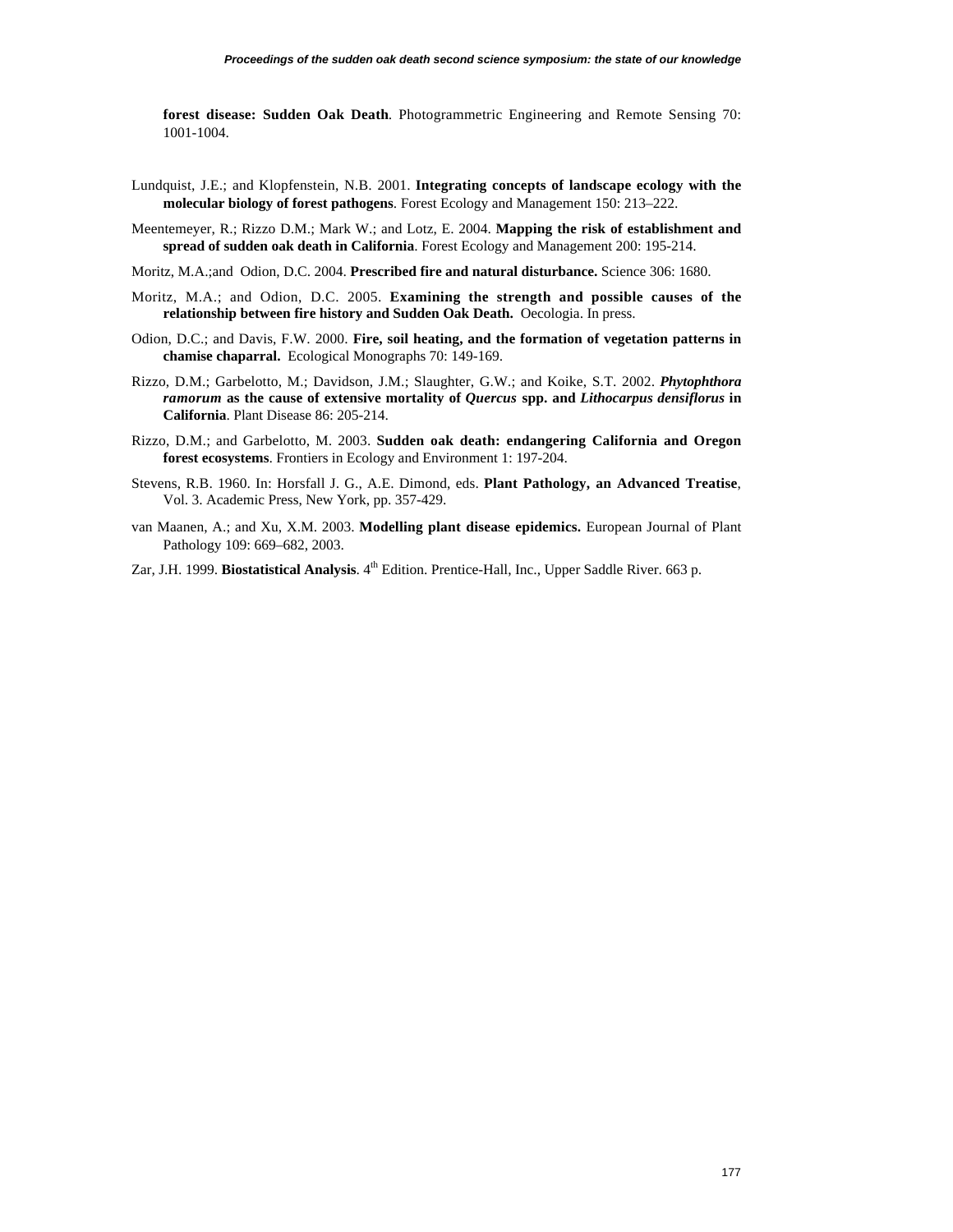**forest disease: Sudden Oak Death**. Photogrammetric Engineering and Remote Sensing 70: 1001-1004.

Lundquist, J.E.; and Klopfenstein, N.B. 2001. **Integrating concepts of landscape ecology with the molecular biology of forest pathogens**. Forest Ecology and Management 150: 213–222.

Meentemeyer, R.; Rizzo D.M.; Mark W.; and Lotz, E. 2004. **Mapping the risk of establishment and spread of sudden oak death in California**. Forest Ecology and Management 200: 195-214.

Moritz, M.A.;and Odion, D.C. 2004. **Prescribed fire and natural disturbance.** Science 306: 1680.

Moritz, M.A.; and Odion, D.C. 2005. **Examining the strength and possible causes of the relationship between fire history and Sudden Oak Death.** Oecologia. In press.

Odion, D.C.; and Davis, F.W. 2000. **Fire, soil heating, and the formation of vegetation patterns in chamise chaparral.** Ecological Monographs 70: 149-169.

Rizzo, D.M.; Garbelotto, M.; Davidson, J.M.; Slaughter, G.W.; and Koike, S.T. 2002. ***Phytophthora ramorum* as the cause of extensive mortality of *Quercus* spp. and *Lithocarpus densiflorus* in California**. Plant Disease 86: 205-214.

Rizzo, D.M.; and Garbelotto, M. 2003. **Sudden oak death: endangering California and Oregon forest ecosystems**. Frontiers in Ecology and Environment 1: 197-204.

Stevens, R.B. 1960. In: Horsfall J. G., A.E. Dimond, eds. **Plant Pathology, an Advanced Treatise**, Vol. 3. Academic Press, New York, pp. 357-429.

van Maanen, A.; and Xu, X.M. 2003. **Modelling plant disease epidemics.** European Journal of Plant Pathology 109: 669–682, 2003.

Zar, J.H. 1999. **Biostatistical Analysis**. 4th Edition. Prentice-Hall, Inc., Upper Saddle River. 663 p.